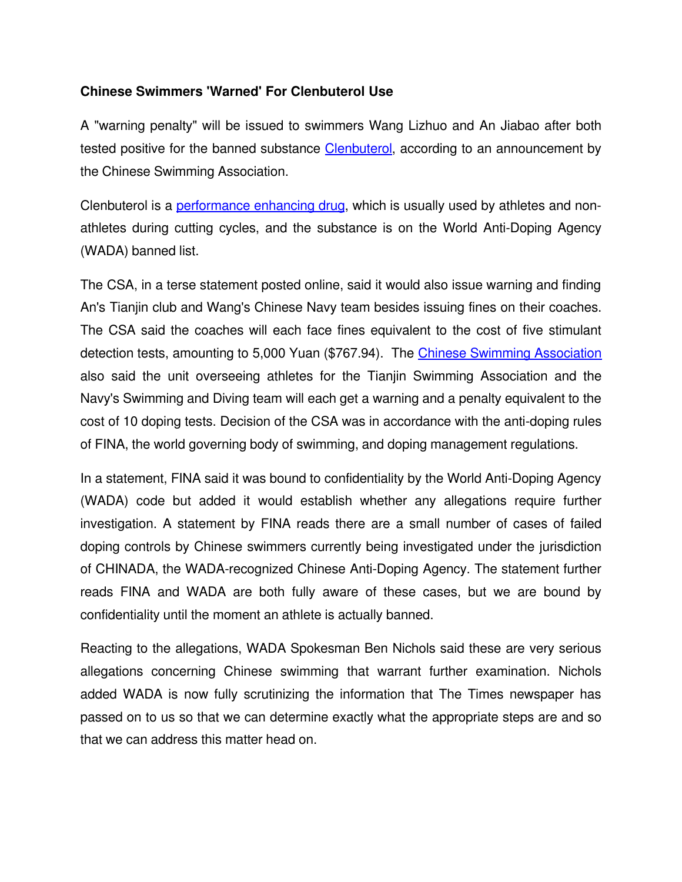**Chinese Swimmers 'Warned' For Clenbuterol Use**

A "warning penalty" will be issued to swimmers Wang Lizhuo and An Jiabao after both tested positive for the banned substance Clenbuterol, according to an announcement by the Chinese Swimming Association.

Clenbuterol is a performance enhancing drug, which is usually used by athletes and non-athletes during cutting cycles, and the substance is on the World Anti-Doping Agency (WADA) banned list.

The CSA, in a terse statement posted online, said it would also issue warning and finding An's Tianjin club and Wang's Chinese Navy team besides issuing fines on their coaches. The CSA said the coaches will each face fines equivalent to the cost of five stimulant detection tests, amounting to 5,000 Yuan ($767.94). The Chinese Swimming Association also said the unit overseeing athletes for the Tianjin Swimming Association and the Navy's Swimming and Diving team will each get a warning and a penalty equivalent to the cost of 10 doping tests. Decision of the CSA was in accordance with the anti-doping rules of FINA, the world governing body of swimming, and doping management regulations.

In a statement, FINA said it was bound to confidentiality by the World Anti-Doping Agency (WADA) code but added it would establish whether any allegations require further investigation. A statement by FINA reads there are a small number of cases of failed doping controls by Chinese swimmers currently being investigated under the jurisdiction of CHINADA, the WADA-recognized Chinese Anti-Doping Agency. The statement further reads FINA and WADA are both fully aware of these cases, but we are bound by confidentiality until the moment an athlete is actually banned.

Reacting to the allegations, WADA Spokesman Ben Nichols said these are very serious allegations concerning Chinese swimming that warrant further examination. Nichols added WADA is now fully scrutinizing the information that The Times newspaper has passed on to us so that we can determine exactly what the appropriate steps are and so that we can address this matter head on.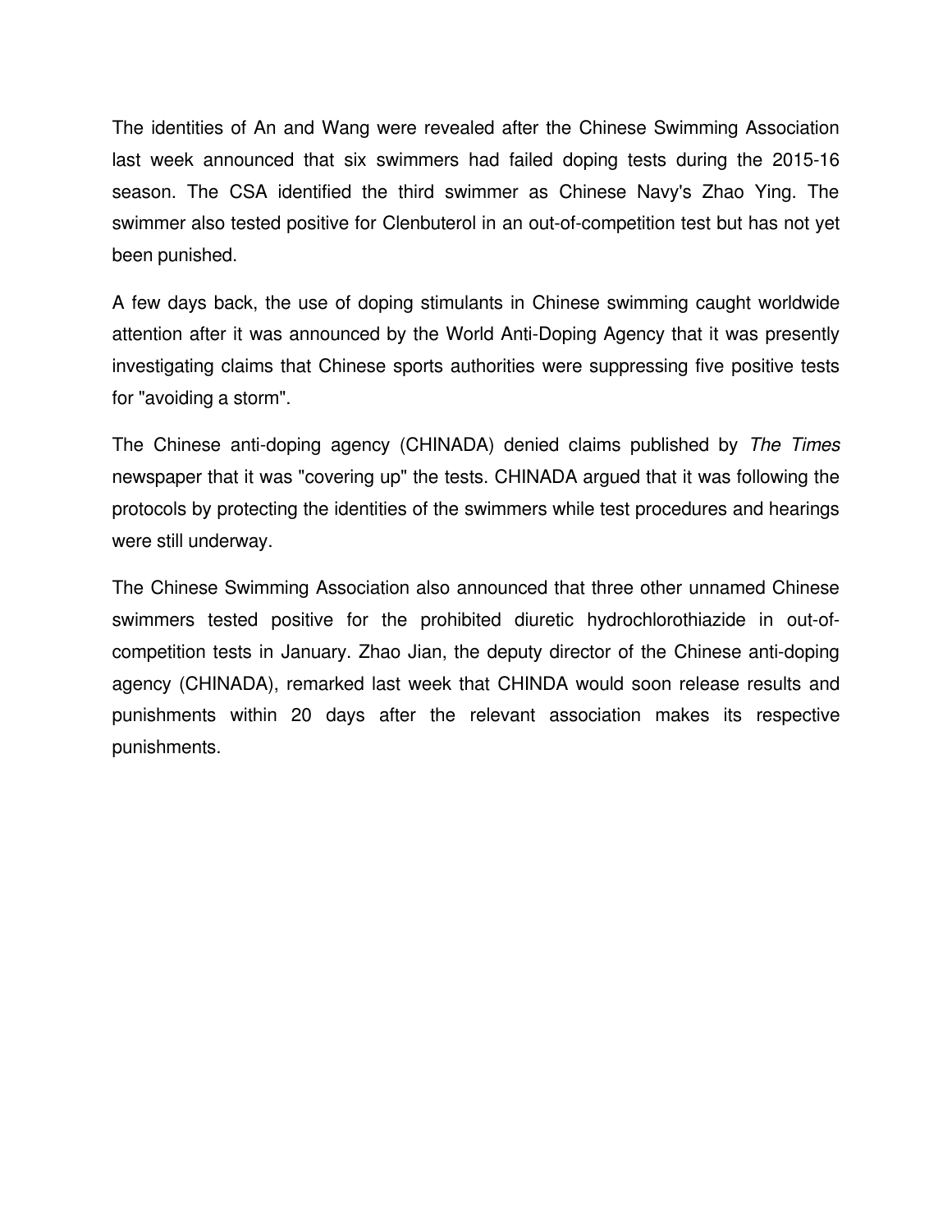The identities of An and Wang were revealed after the Chinese Swimming Association last week announced that six swimmers had failed doping tests during the 2015-16 season. The CSA identified the third swimmer as Chinese Navy's Zhao Ying. The swimmer also tested positive for Clenbuterol in an out-of-competition test but has not yet been punished.

A few days back, the use of doping stimulants in Chinese swimming caught worldwide attention after it was announced by the World Anti-Doping Agency that it was presently investigating claims that Chinese sports authorities were suppressing five positive tests for "avoiding a storm".

The Chinese anti-doping agency (CHINADA) denied claims published by *The Times* newspaper that it was "covering up" the tests. CHINADA argued that it was following the protocols by protecting the identities of the swimmers while test procedures and hearings were still underway.

The Chinese Swimming Association also announced that three other unnamed Chinese swimmers tested positive for the prohibited diuretic hydrochlorothiazide in out-of-competition tests in January. Zhao Jian, the deputy director of the Chinese anti-doping agency (CHINADA), remarked last week that CHINDA would soon release results and punishments within 20 days after the relevant association makes its respective punishments.